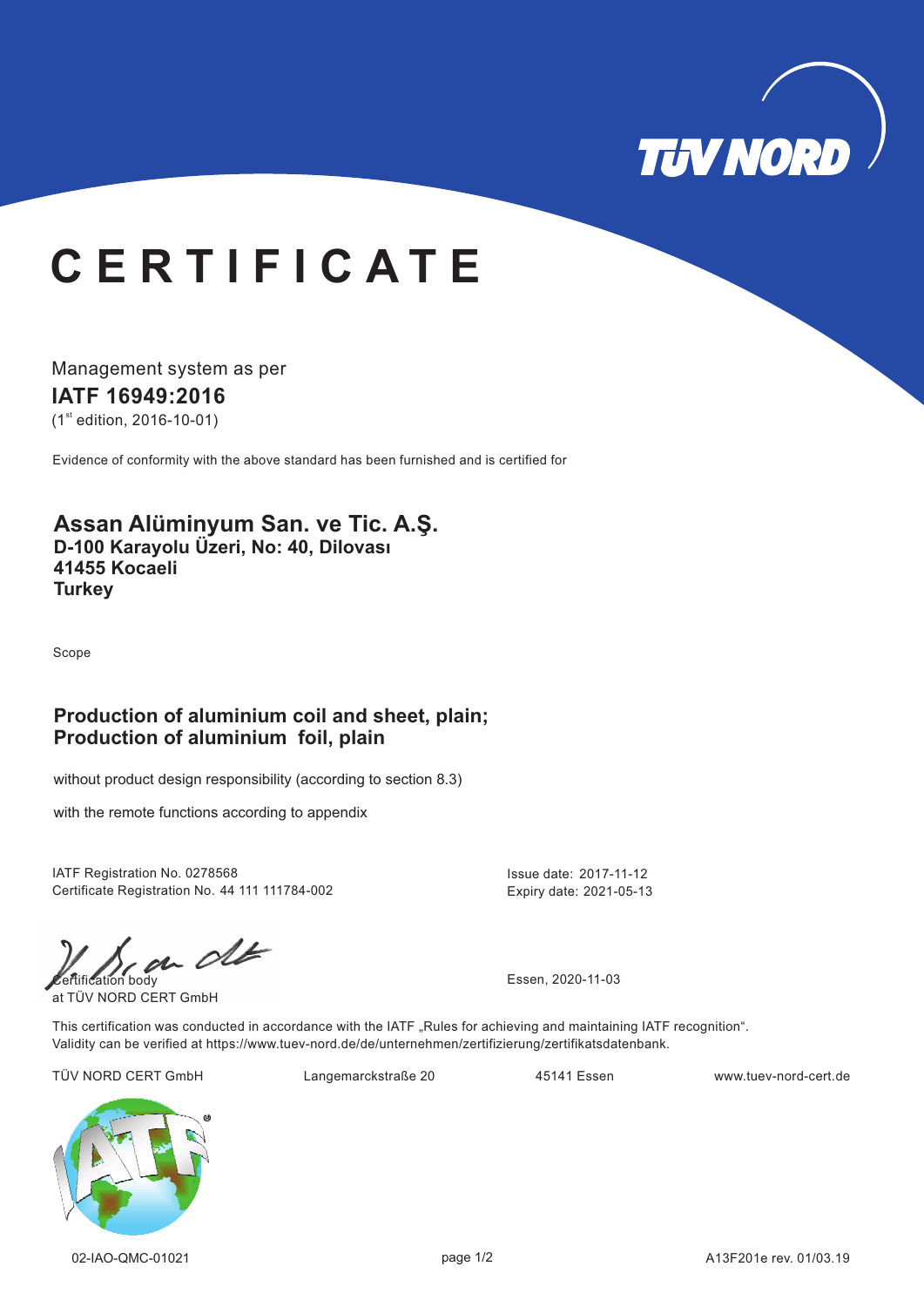# CERTIFICATE

Management system as per

**IATF 16949:2016**

(1st edition, 2016-10-01)

Evidence of conformity with the above standard has been furnished and is certified for

**Assan Alüminyum San. ve Tic. A.Ş.**
**D-100 Karayolu Üzeri, No: 40, Dilovası**
**41455 Kocaeli**
**Turkey**

Scope

**Production of aluminium coil and sheet, plain;**
**Production of aluminium foil, plain**

without product design responsibility (according to section 8.3)

with the remote functions according to appendix

IATF Registration No. 0278568
Certificate Registration No. 44 111 111784-002

Issue date: 2017-11-12
Expiry date: 2021-05-13

Certification body
at TÜV NORD CERT GmbH

Essen, 2020-11-03

This certification was conducted in accordance with the IATF „Rules for achieving and maintaining IATF recognition".
Validity can be verified at https://www.tuev-nord.de/de/unternehmen/zertifizierung/zertifikatsdatenbank.

TÜV NORD CERT GmbH | Langemarckstraße 20 | 45141 Essen | www.tuev-nord-cert.de

02-IAO-QMC-01021 | A13F201e rev. 01/03.19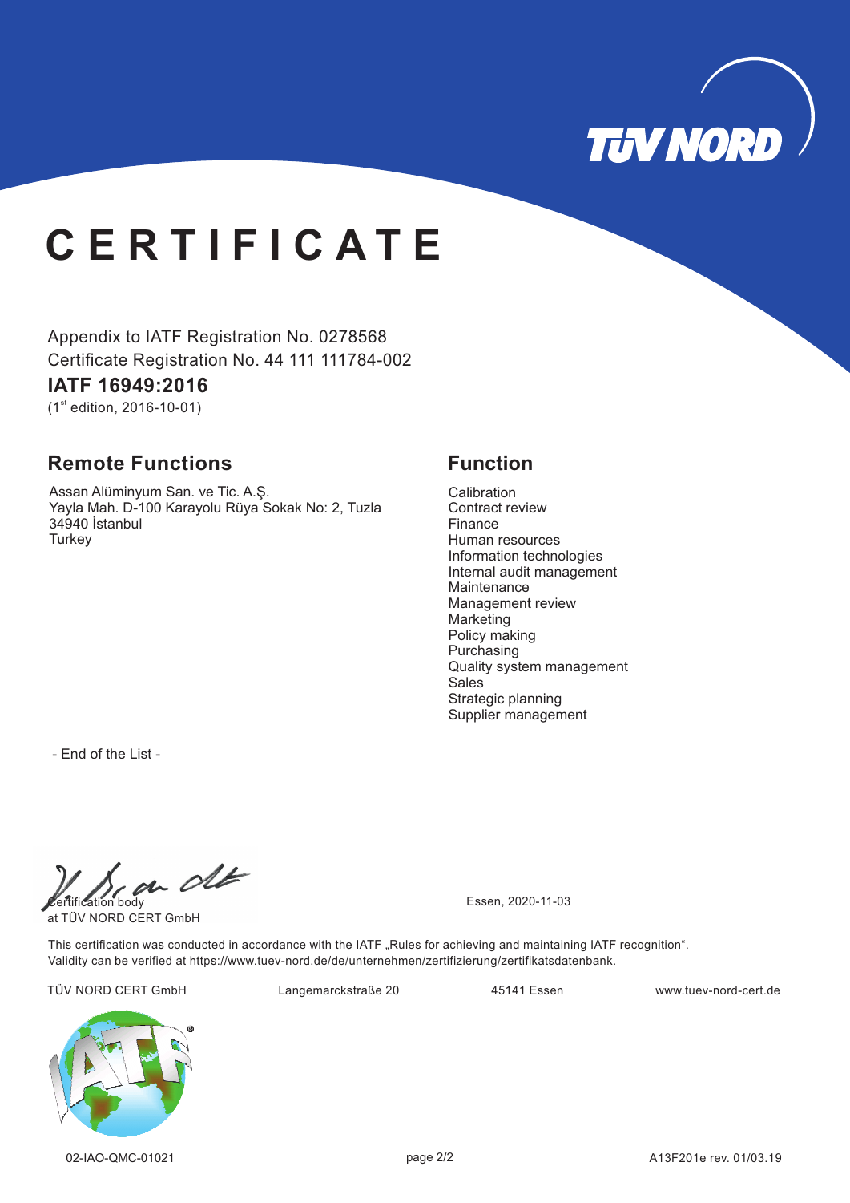TÜV NORD

# CERTIFICATE

Appendix to IATF Registration No. 0278568

Certificate Registration No. 44 111 111784-002

**IATF 16949:2016**

(1st edition, 2016-10-01)

## Remote Functions

Assan Alüminyum San. ve Tic. A.Ş.
Yayla Mah. D-100 Karayolu Rüya Sokak No: 2, Tuzla
34940 İstanbul
Turkey

## Function

Calibration
Contract review
Finance
Human resources
Information technologies
Internal audit management
Maintenance
Management review
Marketing
Policy making
Purchasing
Quality system management
Sales
Strategic planning
Supplier management

- End of the List -

Certification body
at TÜV NORD CERT GmbH

Essen, 2020-11-03

This certification was conducted in accordance with the IATF „Rules for achieving and maintaining IATF recognition“.
Validity can be verified at https://www.tuev-nord.de/de/unternehmen/zertifizierung/zertifikatsdatenbank.

TÜV NORD CERT GmbH | Langemarckstraße 20 | 45141 Essen | www.tuev-nord-cert.de

02-IAO-QMC-01021

A13F201e rev. 01/03.19